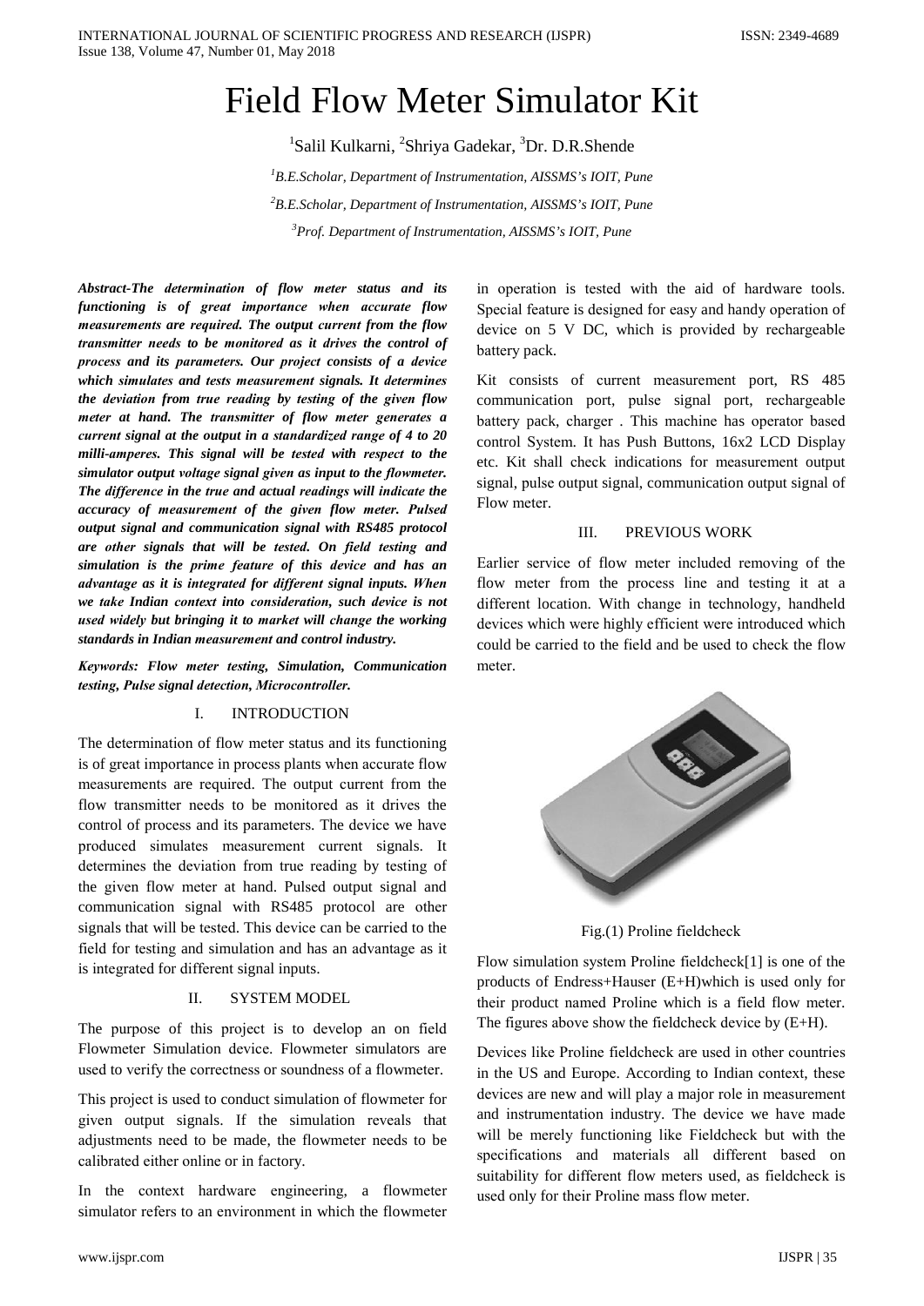# Field Flow Meter Simulator Kit

[1]Salil Kulkarni, [2]Shriya Gadekar, [3]Dr. D.R.Shende

*[1]B.E.Scholar, Department of Instrumentation, AISSMS's IOIT, Pune*

*[2]B.E.Scholar, Department of Instrumentation, AISSMS's IOIT, Pune*

*[3]Prof. Department of Instrumentation, AISSMS's IOIT, Pune*

***Abstract-The determination of flow meter status and its functioning is of great importance when accurate flow measurements are required. The output current from the flow transmitter needs to be monitored as it drives the control of process and its parameters. Our project consists of a device which simulates and tests measurement signals. It determines the deviation from true reading by testing of the given flow meter at hand. The transmitter of flow meter generates a current signal at the output in a standardized range of 4 to 20 milli-amperes. This signal will be tested with respect to the simulator output voltage signal given as input to the flowmeter. The difference in the true and actual readings will indicate the accuracy of measurement of the given flow meter. Pulsed output signal and communication signal with RS485 protocol are other signals that will be tested. On field testing and simulation is the prime feature of this device and has an advantage as it is integrated for different signal inputs. When we take Indian context into consideration, such device is not used widely but bringing it to market will change the working standards in Indian measurement and control industry.***

***Keywords: Flow meter testing, Simulation, Communication testing, Pulse signal detection, Microcontroller.***

## I. INTRODUCTION

The determination of flow meter status and its functioning is of great importance in process plants when accurate flow measurements are required. The output current from the flow transmitter needs to be monitored as it drives the control of process and its parameters. The device we have produced simulates measurement current signals. It determines the deviation from true reading by testing of the given flow meter at hand. Pulsed output signal and communication signal with RS485 protocol are other signals that will be tested. This device can be carried to the field for testing and simulation and has an advantage as it is integrated for different signal inputs.

## II. SYSTEM MODEL

The purpose of this project is to develop an on field Flowmeter Simulation device. Flowmeter simulators are used to verify the correctness or soundness of a flowmeter.

This project is used to conduct simulation of flowmeter for given output signals. If the simulation reveals that adjustments need to be made, the flowmeter needs to be calibrated either online or in factory.

In the context hardware engineering, a flowmeter simulator refers to an environment in which the flowmeter in operation is tested with the aid of hardware tools. Special feature is designed for easy and handy operation of device on 5 V DC, which is provided by rechargeable battery pack.

Kit consists of current measurement port, RS 485 communication port, pulse signal port, rechargeable battery pack, charger . This machine has operator based control System. It has Push Buttons, 16x2 LCD Display etc. Kit shall check indications for measurement output signal, pulse output signal, communication output signal of Flow meter.

## III. PREVIOUS WORK

Earlier service of flow meter included removing of the flow meter from the process line and testing it at a different location. With change in technology, handheld devices which were highly efficient were introduced which could be carried to the field and be used to check the flow meter.

Fig.(1) Proline fieldcheck

Flow simulation system Proline fieldcheck[1] is one of the products of Endress+Hauser (E+H)which is used only for their product named Proline which is a field flow meter. The figures above show the fieldcheck device by (E+H).

Devices like Proline fieldcheck are used in other countries in the US and Europe. According to Indian context, these devices are new and will play a major role in measurement and instrumentation industry. The device we have made will be merely functioning like Fieldcheck but with the specifications and materials all different based on suitability for different flow meters used, as fieldcheck is used only for their Proline mass flow meter.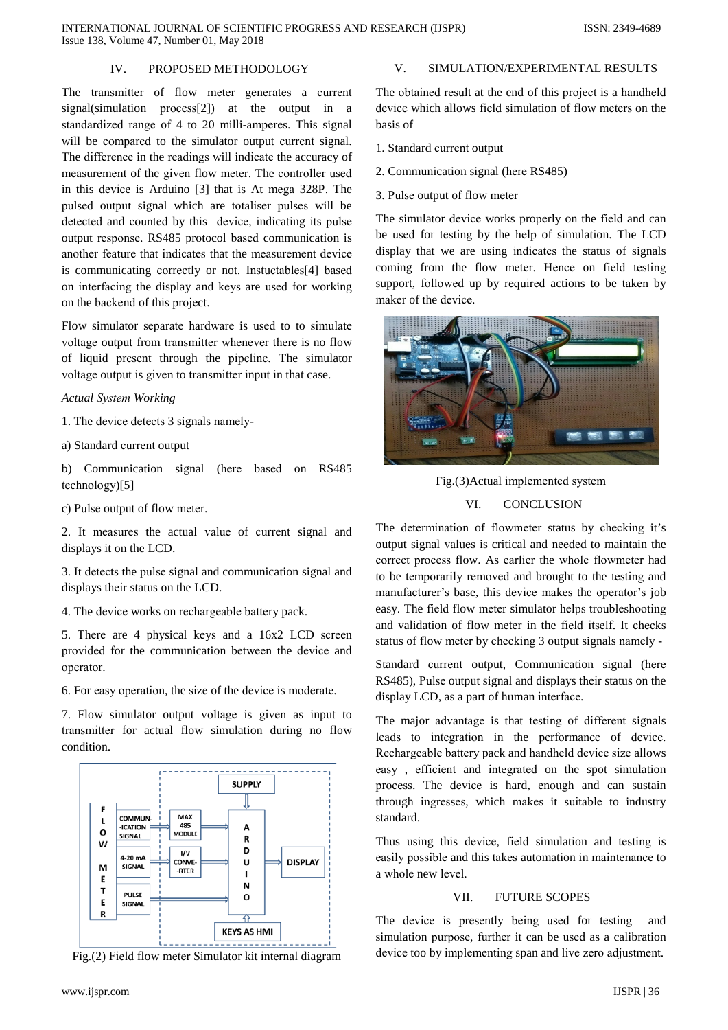## IV. PROPOSED METHODOLOGY

The transmitter of flow meter generates a current signal(simulation process[2]) at the output in a standardized range of 4 to 20 milli-amperes. This signal will be compared to the simulator output current signal. The difference in the readings will indicate the accuracy of measurement of the given flow meter. The controller used in this device is Arduino [3] that is At mega 328P. The pulsed output signal which are totaliser pulses will be detected and counted by this device, indicating its pulse output response. RS485 protocol based communication is another feature that indicates that the measurement device is communicating correctly or not. Instuctables[4] based on interfacing the display and keys are used for working on the backend of this project.

Flow simulator separate hardware is used to to simulate voltage output from transmitter whenever there is no flow of liquid present through the pipeline. The simulator voltage output is given to transmitter input in that case.

*Actual System Working*

1. The device detects 3 signals namely-

a) Standard current output

b) Communication signal (here based on RS485 technology)[5]

c) Pulse output of flow meter.

2. It measures the actual value of current signal and displays it on the LCD.

3. It detects the pulse signal and communication signal and displays their status on the LCD.

4. The device works on rechargeable battery pack.

5. There are 4 physical keys and a 16x2 LCD screen provided for the communication between the device and operator.

6. For easy operation, the size of the device is moderate.

7. Flow simulator output voltage is given as input to transmitter for actual flow simulation during no flow condition.

Fig.(2) Field flow meter Simulator kit internal diagram

## V. SIMULATION/EXPERIMENTAL RESULTS

The obtained result at the end of this project is a handheld device which allows field simulation of flow meters on the basis of

1. Standard current output

2. Communication signal (here RS485)

3. Pulse output of flow meter

The simulator device works properly on the field and can be used for testing by the help of simulation. The LCD display that we are using indicates the status of signals coming from the flow meter. Hence on field testing support, followed up by required actions to be taken by maker of the device.

Fig.(3)Actual implemented system

## VI. CONCLUSION

The determination of flowmeter status by checking it's output signal values is critical and needed to maintain the correct process flow. As earlier the whole flowmeter had to be temporarily removed and brought to the testing and manufacturer's base, this device makes the operator's job easy. The field flow meter simulator helps troubleshooting and validation of flow meter in the field itself. It checks status of flow meter by checking 3 output signals namely -

Standard current output, Communication signal (here RS485), Pulse output signal and displays their status on the display LCD, as a part of human interface.

The major advantage is that testing of different signals leads to integration in the performance of device. Rechargeable battery pack and handheld device size allows easy , efficient and integrated on the spot simulation process. The device is hard, enough and can sustain through ingresses, which makes it suitable to industry standard.

Thus using this device, field simulation and testing is easily possible and this takes automation in maintenance to a whole new level.

## VII. FUTURE SCOPES

The device is presently being used for testing and simulation purpose, further it can be used as a calibration device too by implementing span and live zero adjustment.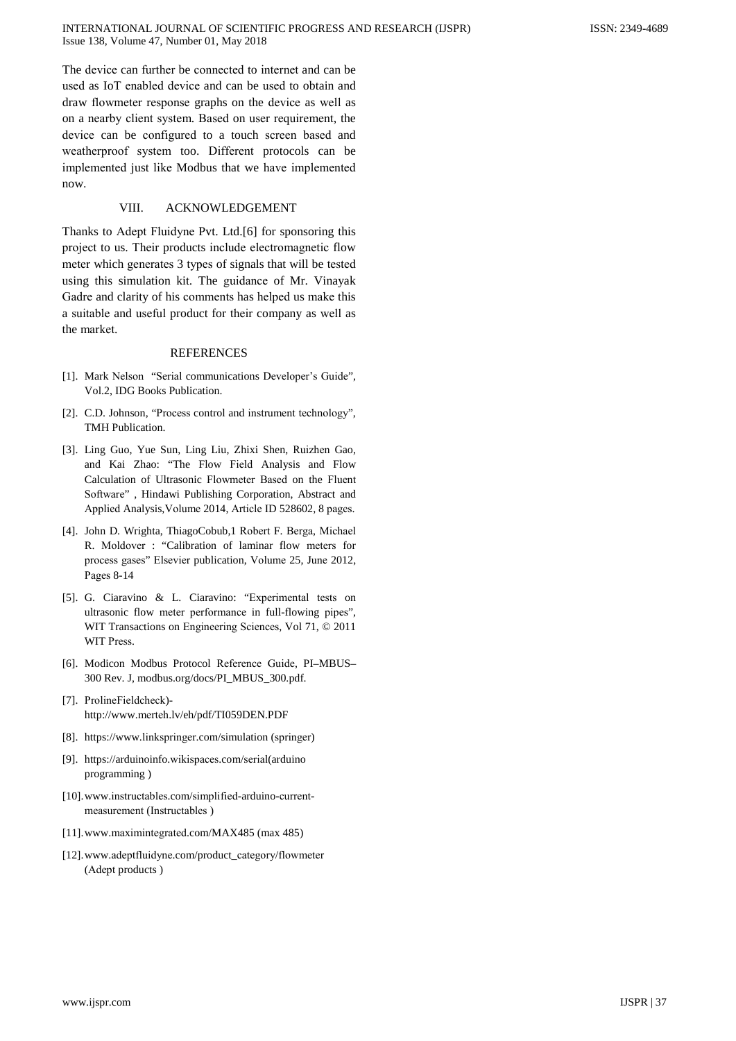The device can further be connected to internet and can be used as IoT enabled device and can be used to obtain and draw flowmeter response graphs on the device as well as on a nearby client system. Based on user requirement, the device can be configured to a touch screen based and weatherproof system too. Different protocols can be implemented just like Modbus that we have implemented now.

## VIII. ACKNOWLEDGEMENT

Thanks to Adept Fluidyne Pvt. Ltd.[6] for sponsoring this project to us. Their products include electromagnetic flow meter which generates 3 types of signals that will be tested using this simulation kit. The guidance of Mr. Vinayak Gadre and clarity of his comments has helped us make this a suitable and useful product for their company as well as the market.

## REFERENCES

[1]. Mark Nelson "Serial communications Developer's Guide", Vol.2, IDG Books Publication.

[2]. C.D. Johnson, "Process control and instrument technology", TMH Publication.

[3]. Ling Guo, Yue Sun, Ling Liu, Zhixi Shen, Ruizhen Gao, and Kai Zhao: "The Flow Field Analysis and Flow Calculation of Ultrasonic Flowmeter Based on the Fluent Software" , Hindawi Publishing Corporation, Abstract and Applied Analysis,Volume 2014, Article ID 528602, 8 pages.

[4]. John D. Wrighta, ThiagoCobub,1 Robert F. Berga, Michael R. Moldover : "Calibration of laminar flow meters for process gases" Elsevier publication, Volume 25, June 2012, Pages 8-14

[5]. G. Ciaravino & L. Ciaravino: "Experimental tests on ultrasonic flow meter performance in full-flowing pipes", WIT Transactions on Engineering Sciences, Vol 71, © 2011 WIT Press.

[6]. Modicon Modbus Protocol Reference Guide, PI–MBUS–300 Rev. J, modbus.org/docs/PI_MBUS_300.pdf.

[7]. ProlineFieldcheck)- http://www.merteh.lv/eh/pdf/TI059DEN.PDF

[8]. https://www.linkspringer.com/simulation (springer)

[9]. https://arduinoinfo.wikispaces.com/serial(arduino programming )

[10]. www.instructables.com/simplified-arduino-current-measurement (Instructables )

[11]. www.maximintegrated.com/MAX485 (max 485)

[12]. www.adeptfluidyne.com/product_category/flowmeter (Adept products )